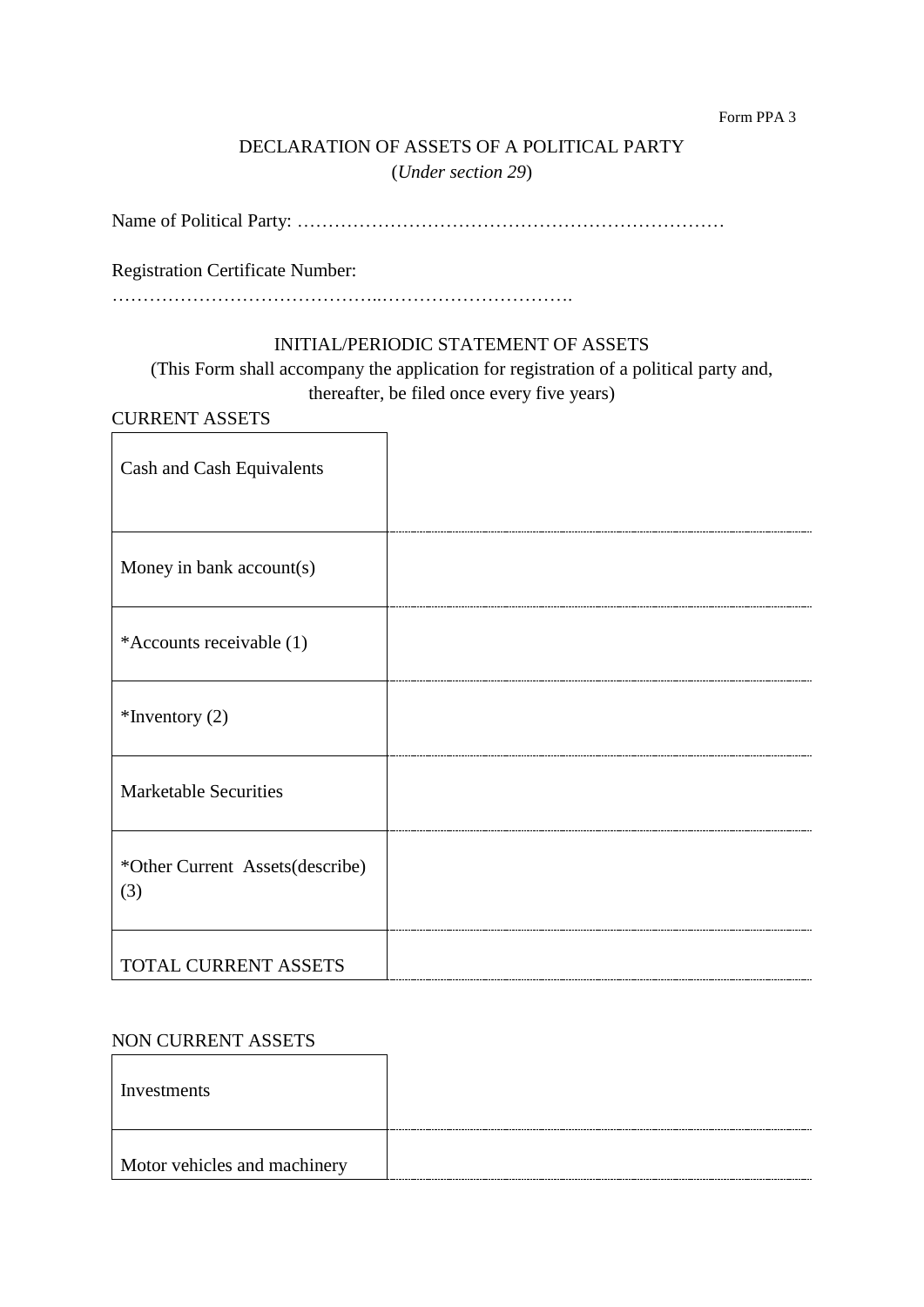Form PPA 3

# DECLARATION OF ASSETS OF A POLITICAL PARTY

(*Under section 29*)

Name of Political Party: ……………………………………………………………

Registration Certificate Number: …………………………………..………………………….

## INITIAL/PERIODIC STATEMENT OF ASSETS

(This Form shall accompany the application for registration of a political party and, thereafter, be filed once every five years)

CURRENT ASSETS

| | |
|---|---|
| Cash and Cash Equivalents | |
| Money in bank account(s) | |
| *Accounts receivable (1) | |
| *Inventory (2) | |
| Marketable Securities | |
| *Other Current Assets(describe) (3) | |
| TOTAL CURRENT ASSETS | |

NON CURRENT ASSETS

| | |
|---|---|
| Investments | |
| Motor vehicles and machinery | |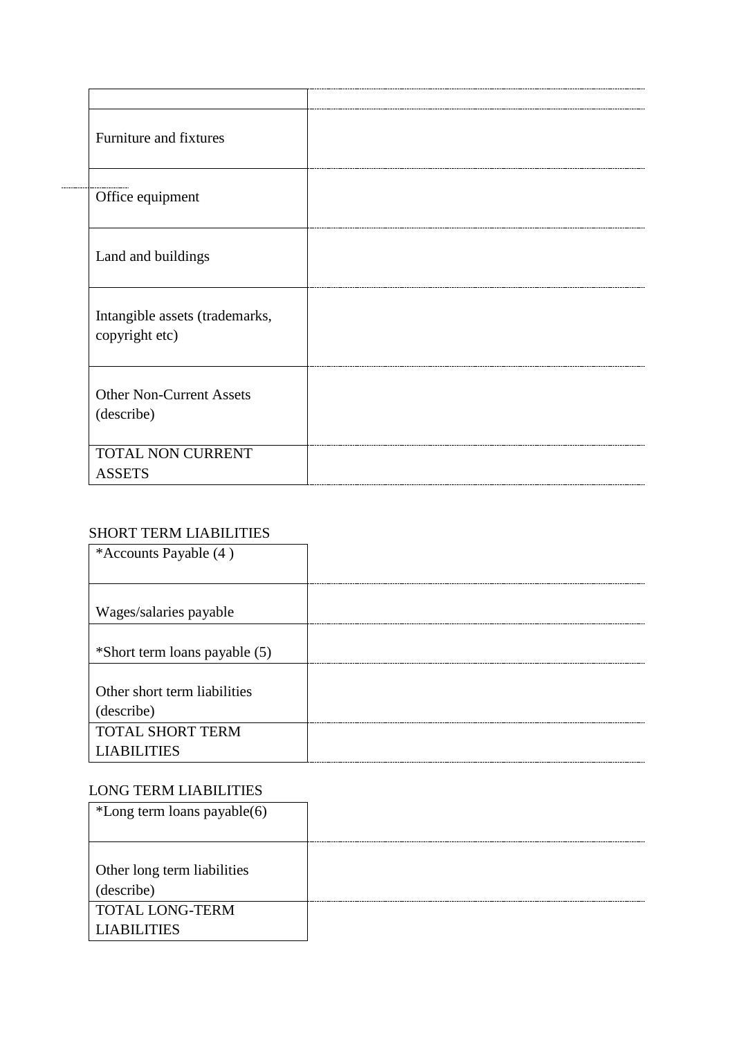| | |
|---|---|
| Furniture and fixtures | |
| Office equipment | |
| Land and buildings | |
| Intangible assets (trademarks, copyright etc) | |
| Other Non-Current Assets (describe) | |
| TOTAL NON CURRENT ASSETS | |

SHORT TERM LIABILITIES

| | |
|---|---|
| *Accounts Payable (4 ) | |
| Wages/salaries payable | |
| *Short term loans payable (5) | |
| Other short term liabilities (describe) | |
| TOTAL SHORT TERM LIABILITIES | |

LONG TERM LIABILITIES

| | |
|---|---|
| *Long term loans payable(6) | |
| Other long term liabilities (describe) | |
| TOTAL LONG-TERM LIABILITIES | |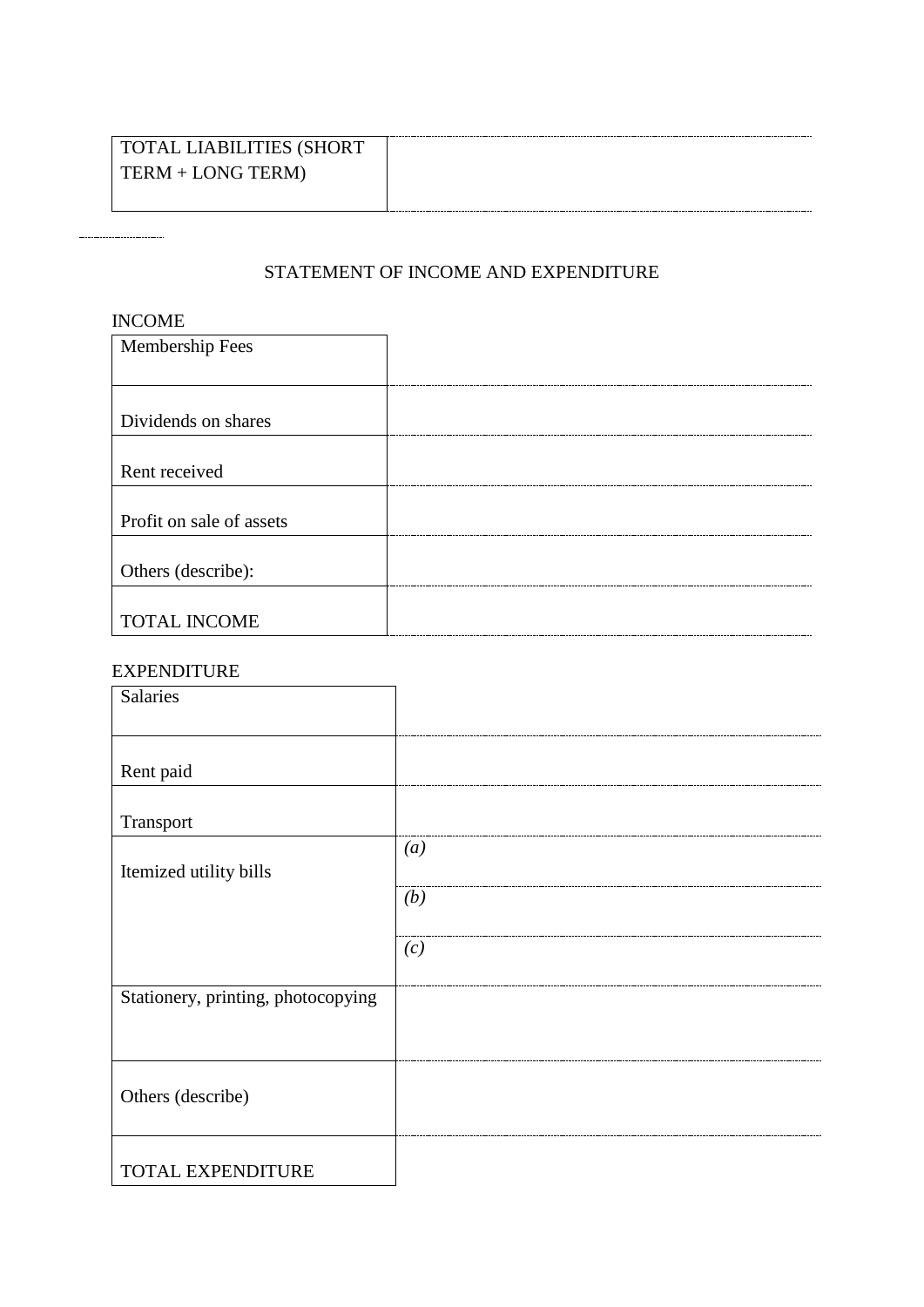| TOTAL LIABILITIES (SHORT TERM + LONG TERM) | |
|---|---|

## STATEMENT OF INCOME AND EXPENDITURE

INCOME

| Membership Fees | |
|---|---|
| Dividends on shares | |
| Rent received | |
| Profit on sale of assets | |
| Others (describe): | |
| TOTAL INCOME | |

EXPENDITURE

| Salaries | |
|---|---|
| Rent paid | |
| Transport | |
| Itemized utility bills | *(a)* |
| | *(b)* |
| | *(c)* |
| Stationery, printing, photocopying | |
| Others (describe) | |
| TOTAL EXPENDITURE | |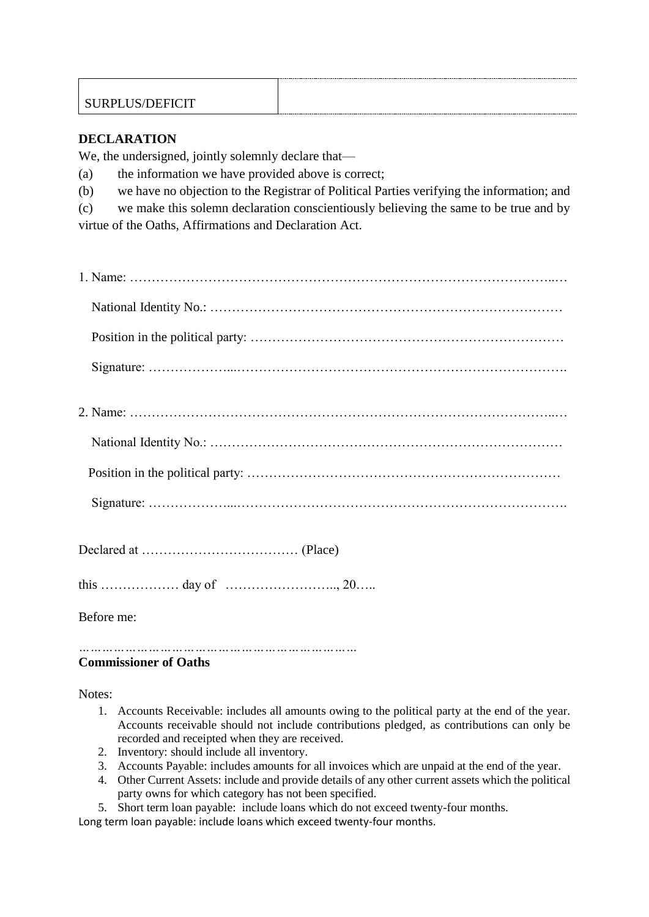| | |
|---|---|
| SURPLUS/DEFICIT | |

**DECLARATION**

We, the undersigned, jointly solemnly declare that—

(a) the information we have provided above is correct;

(b) we have no objection to the Registrar of Political Parties verifying the information; and

(c) we make this solemn declaration conscientiously believing the same to be true and by virtue of the Oaths, Affirmations and Declaration Act.

1. Name: ……………………………………………………………………………………...…

   National Identity No.: ………………………………………………………………………

   Position in the political party: ……………………………………………………………

   Signature: ………………...…………………………………………………………………….

2. Name: ……………………………………………………………………………………...…

   National Identity No.: ………………………………………………………………………

   Position in the political party: ……………………………………………………………

   Signature: ………………...…………………………………………………………………….

Declared at ……………………………… (Place)

this …………….. day of …………………….., 20…..

Before me:

………………………………………………………………

**Commissioner of Oaths**

Notes:

1. Accounts Receivable: includes all amounts owing to the political party at the end of the year. Accounts receivable should not include contributions pledged, as contributions can only be recorded and receipted when they are received.
2. Inventory: should include all inventory.
3. Accounts Payable: includes amounts for all invoices which are unpaid at the end of the year.
4. Other Current Assets: include and provide details of any other current assets which the political party owns for which category has not been specified.
5. Short term loan payable: include loans which do not exceed twenty-four months.

Long term loan payable: include loans which exceed twenty-four months.